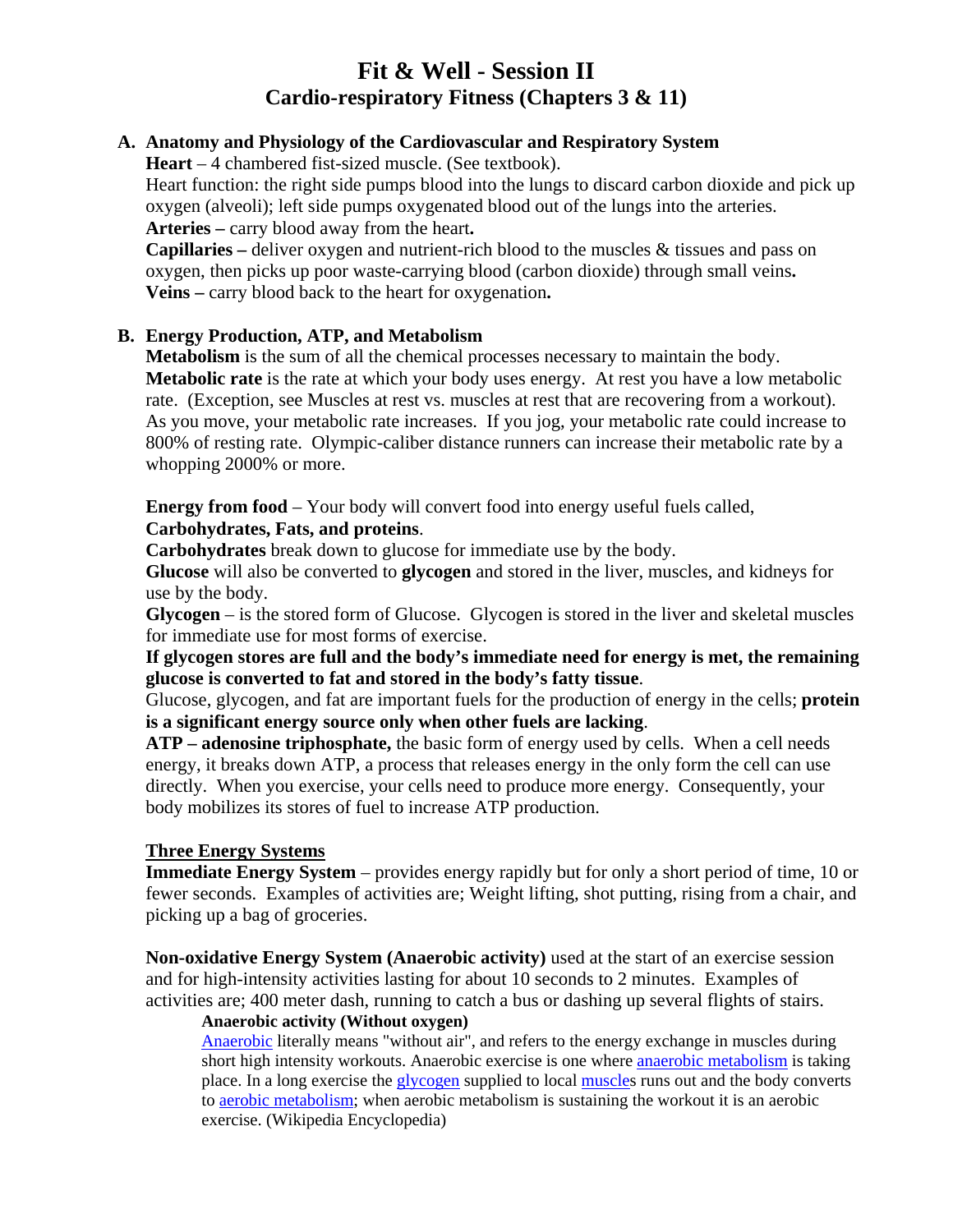# Fit & Well - Session II

## Cardio-respiratory Fitness (Chapters 3 & 11)

### A. Anatomy and Physiology of the Cardiovascular and Respiratory System

**Heart** – 4 chambered fist-sized muscle. (See textbook).
Heart function: the right side pumps blood into the lungs to discard carbon dioxide and pick up oxygen (alveoli); left side pumps oxygenated blood out of the lungs into the arteries.
**Arteries –** carry blood away from the heart**.**
**Capillaries –** deliver oxygen and nutrient-rich blood to the muscles & tissues and pass on oxygen, then picks up poor waste-carrying blood (carbon dioxide) through small veins**.**
**Veins –** carry blood back to the heart for oxygenation**.**

### B. Energy Production, ATP, and Metabolism

**Metabolism** is the sum of all the chemical processes necessary to maintain the body.
**Metabolic rate** is the rate at which your body uses energy. At rest you have a low metabolic rate. (Exception, see Muscles at rest vs. muscles at rest that are recovering from a workout). As you move, your metabolic rate increases. If you jog, your metabolic rate could increase to 800% of resting rate. Olympic-caliber distance runners can increase their metabolic rate by a whopping 2000% or more.

**Energy from food** – Your body will convert food into energy useful fuels called, **Carbohydrates, Fats, and proteins**.
**Carbohydrates** break down to glucose for immediate use by the body.
**Glucose** will also be converted to **glycogen** and stored in the liver, muscles, and kidneys for use by the body.
**Glycogen** – is the stored form of Glucose. Glycogen is stored in the liver and skeletal muscles for immediate use for most forms of exercise.
**If glycogen stores are full and the body's immediate need for energy is met, the remaining glucose is converted to fat and stored in the body's fatty tissue**.
Glucose, glycogen, and fat are important fuels for the production of energy in the cells; **protein is a significant energy source only when other fuels are lacking**.
**ATP – adenosine triphosphate,** the basic form of energy used by cells. When a cell needs energy, it breaks down ATP, a process that releases energy in the only form the cell can use directly. When you exercise, your cells need to produce more energy. Consequently, your body mobilizes its stores of fuel to increase ATP production.

**Three Energy Systems**

**Immediate Energy System** – provides energy rapidly but for only a short period of time, 10 or fewer seconds. Examples of activities are; Weight lifting, shot putting, rising from a chair, and picking up a bag of groceries.

**Non-oxidative Energy System (Anaerobic activity)** used at the start of an exercise session and for high-intensity activities lasting for about 10 seconds to 2 minutes. Examples of activities are; 400 meter dash, running to catch a bus or dashing up several flights of stairs.

> **Anaerobic activity (Without oxygen)**
> Anaerobic literally means "without air", and refers to the energy exchange in muscles during short high intensity workouts. Anaerobic exercise is one where anaerobic metabolism is taking place. In a long exercise the glycogen supplied to local muscles runs out and the body converts to aerobic metabolism; when aerobic metabolism is sustaining the workout it is an aerobic exercise. (Wikipedia Encyclopedia)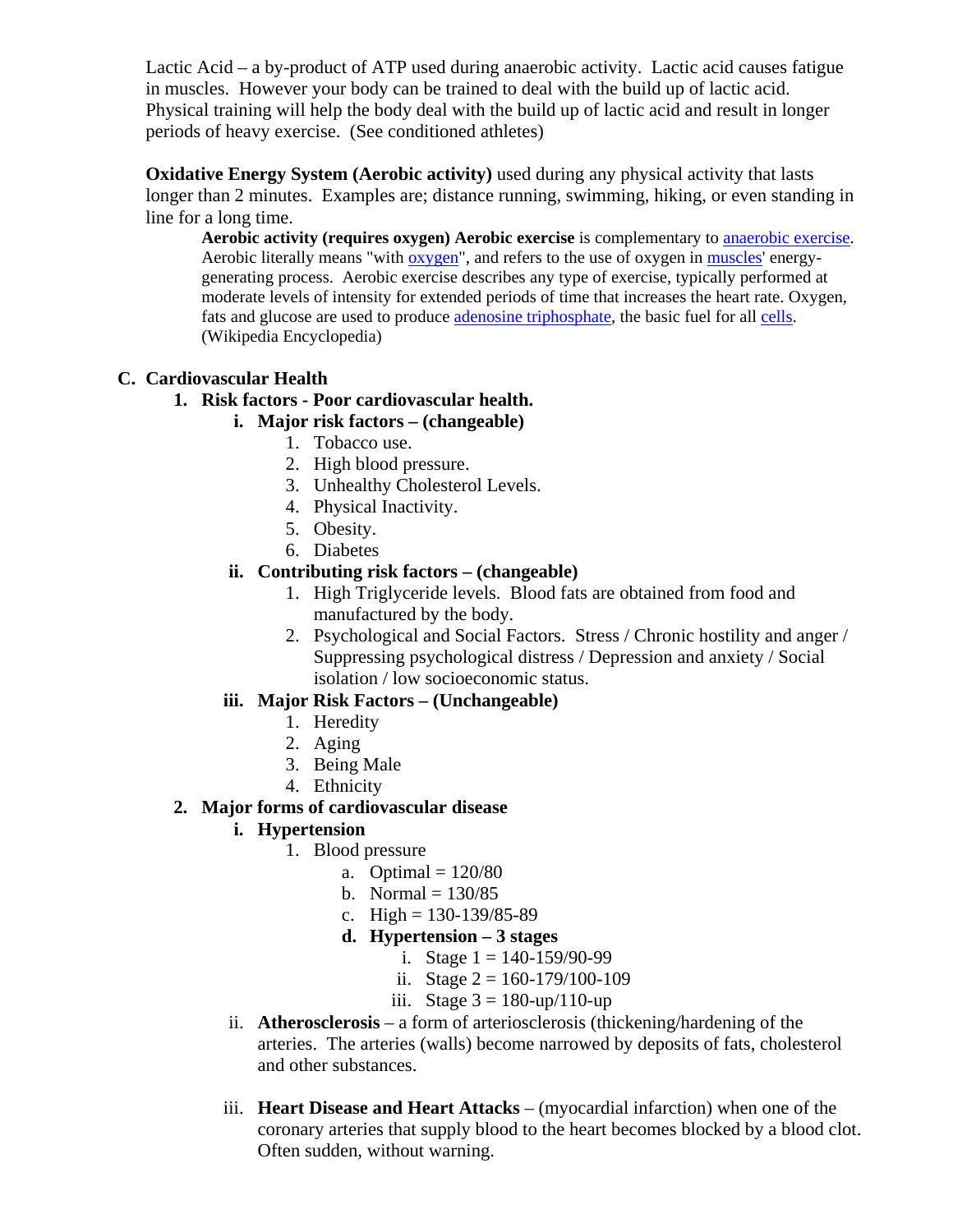Lactic Acid – a by-product of ATP used during anaerobic activity. Lactic acid causes fatigue in muscles. However your body can be trained to deal with the build up of lactic acid. Physical training will help the body deal with the build up of lactic acid and result in longer periods of heavy exercise. (See conditioned athletes)

**Oxidative Energy System (Aerobic activity)** used during any physical activity that lasts longer than 2 minutes. Examples are; distance running, swimming, hiking, or even standing in line for a long time.

> **Aerobic activity (requires oxygen) Aerobic exercise** is complementary to anaerobic exercise. Aerobic literally means "with oxygen", and refers to the use of oxygen in muscles' energy-generating process. Aerobic exercise describes any type of exercise, typically performed at moderate levels of intensity for extended periods of time that increases the heart rate. Oxygen, fats and glucose are used to produce adenosine triphosphate, the basic fuel for all cells. (Wikipedia Encyclopedia)

**C. Cardiovascular Health**

1. **Risk factors - Poor cardiovascular health.**
   - **i. Major risk factors – (changeable)**
     1. Tobacco use.
     2. High blood pressure.
     3. Unhealthy Cholesterol Levels.
     4. Physical Inactivity.
     5. Obesity.
     6. Diabetes
   - **ii. Contributing risk factors – (changeable)**
     1. High Triglyceride levels. Blood fats are obtained from food and manufactured by the body.
     2. Psychological and Social Factors. Stress / Chronic hostility and anger / Suppressing psychological distress / Depression and anxiety / Social isolation / low socioeconomic status.
   - **iii. Major Risk Factors – (Unchangeable)**
     1. Heredity
     2. Aging
     3. Being Male
     4. Ethnicity
2. **Major forms of cardiovascular disease**
   - **i. Hypertension**
     1. Blood pressure
        - a. Optimal = 120/80
        - b. Normal = 130/85
        - c. High = 130-139/85-89
        - **d. Hypertension – 3 stages**
          - i. Stage 1 = 140-159/90-99
          - ii. Stage 2 = 160-179/100-109
          - iii. Stage 3 = 180-up/110-up
   - ii. **Atherosclerosis** – a form of arteriosclerosis (thickening/hardening of the arteries. The arteries (walls) become narrowed by deposits of fats, cholesterol and other substances.
   - iii. **Heart Disease and Heart Attacks** – (myocardial infarction) when one of the coronary arteries that supply blood to the heart becomes blocked by a blood clot. Often sudden, without warning.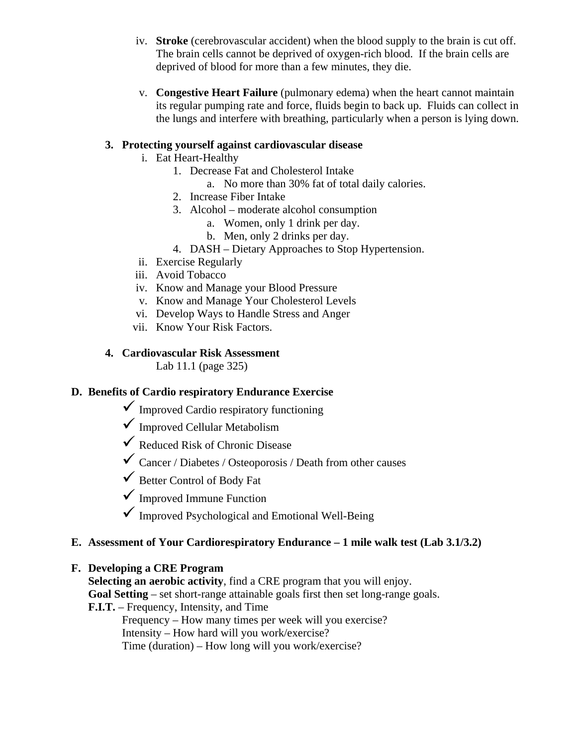iv. **Stroke** (cerebrovascular accident) when the blood supply to the brain is cut off. The brain cells cannot be deprived of oxygen-rich blood. If the brain cells are deprived of blood for more than a few minutes, they die.

v. **Congestive Heart Failure** (pulmonary edema) when the heart cannot maintain its regular pumping rate and force, fluids begin to back up. Fluids can collect in the lungs and interfere with breathing, particularly when a person is lying down.

**3. Protecting yourself against cardiovascular disease**

- i. Eat Heart-Healthy
  1. Decrease Fat and Cholesterol Intake
     - a. No more than 30% fat of total daily calories.
  2. Increase Fiber Intake
  3. Alcohol – moderate alcohol consumption
     - a. Women, only 1 drink per day.
     - b. Men, only 2 drinks per day.
  4. DASH – Dietary Approaches to Stop Hypertension.
- ii. Exercise Regularly
- iii. Avoid Tobacco
- iv. Know and Manage your Blood Pressure
- v. Know and Manage Your Cholesterol Levels
- vi. Develop Ways to Handle Stress and Anger
- vii. Know Your Risk Factors.

**4. Cardiovascular Risk Assessment**

Lab 11.1 (page 325)

**D. Benefits of Cardio respiratory Endurance Exercise**

- ✓ Improved Cardio respiratory functioning
- ✓ Improved Cellular Metabolism
- ✓ Reduced Risk of Chronic Disease
- ✓ Cancer / Diabetes / Osteoporosis / Death from other causes
- ✓ Better Control of Body Fat
- ✓ Improved Immune Function
- ✓ Improved Psychological and Emotional Well-Being

**E. Assessment of Your Cardiorespiratory Endurance – 1 mile walk test (Lab 3.1/3.2)**

**F. Developing a CRE Program**

**Selecting an aerobic activity**, find a CRE program that you will enjoy.
**Goal Setting** – set short-range attainable goals first then set long-range goals.
**F.I.T.** – Frequency, Intensity, and Time

Frequency – How many times per week will you exercise?
Intensity – How hard will you work/exercise?
Time (duration) – How long will you work/exercise?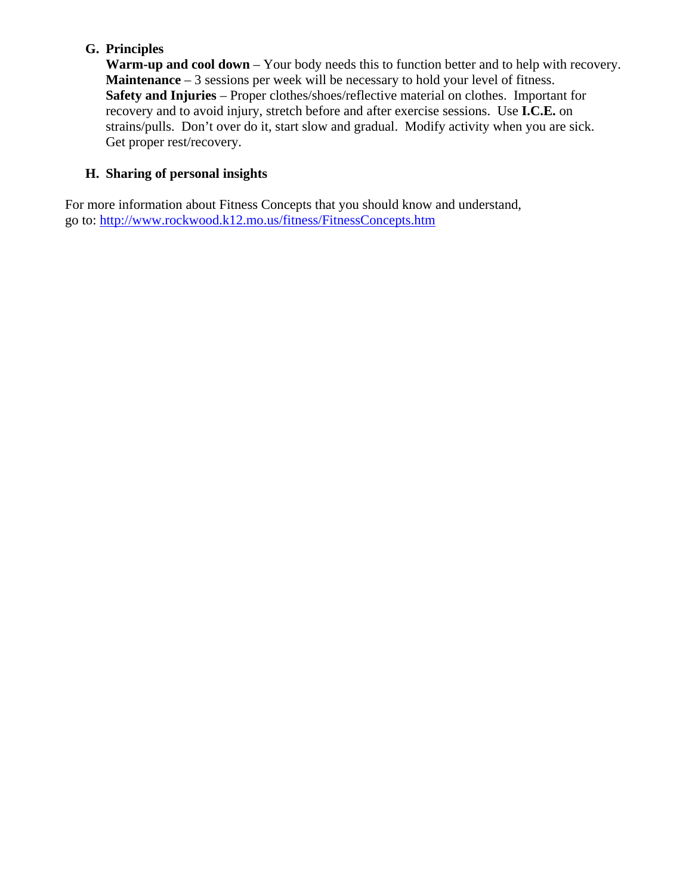G. **Principles**

**Warm-up and cool down** – Your body needs this to function better and to help with recovery.
**Maintenance** – 3 sessions per week will be necessary to hold your level of fitness.
**Safety and Injuries** – Proper clothes/shoes/reflective material on clothes. Important for recovery and to avoid injury, stretch before and after exercise sessions. Use **I.C.E.** on strains/pulls. Don't over do it, start slow and gradual. Modify activity when you are sick. Get proper rest/recovery.

H. **Sharing of personal insights**

For more information about Fitness Concepts that you should know and understand, go to: [http://www.rockwood.k12.mo.us/fitness/FitnessConcepts.htm](http://www.rockwood.k12.mo.us/fitness/FitnessConcepts.htm)